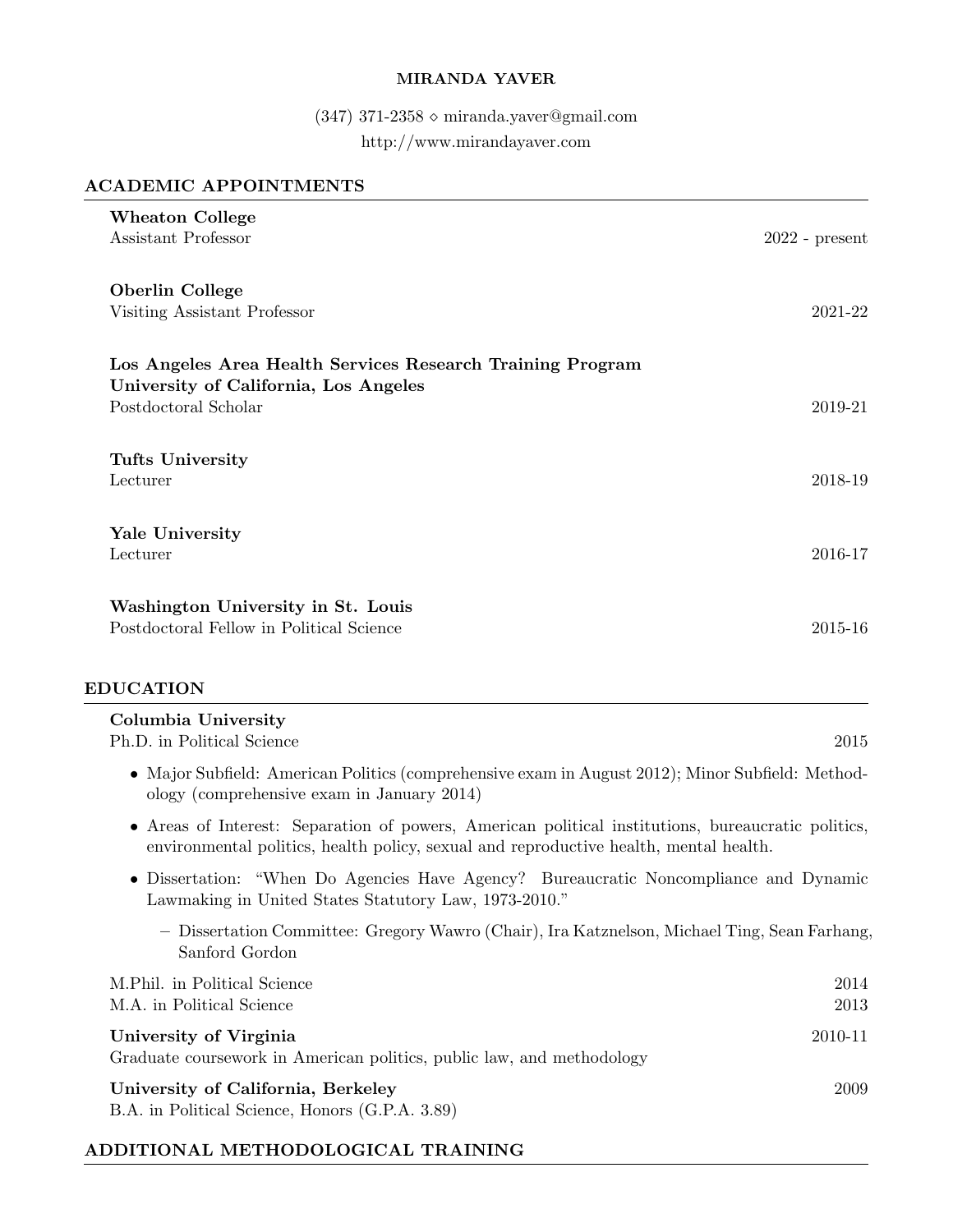# MIRANDA YAVER

(347) 371-2358 ⋄ miranda.yaver@gmail.com
http://www.mirandayaver.com

## ACADEMIC APPOINTMENTS

**Wheaton College**
Assistant Professor — 2022 - present

**Oberlin College**
Visiting Assistant Professor — 2021-22

**Los Angeles Area Health Services Research Training Program**
**University of California, Los Angeles**
Postdoctoral Scholar — 2019-21

**Tufts University**
Lecturer — 2018-19

**Yale University**
Lecturer — 2016-17

**Washington University in St. Louis**
Postdoctoral Fellow in Political Science — 2015-16

## EDUCATION

**Columbia University**
Ph.D. in Political Science — 2015

- Major Subfield: American Politics (comprehensive exam in August 2012); Minor Subfield: Methodology (comprehensive exam in January 2014)
- Areas of Interest: Separation of powers, American political institutions, bureaucratic politics, environmental politics, health policy, sexual and reproductive health, mental health.
- Dissertation: "When Do Agencies Have Agency? Bureaucratic Noncompliance and Dynamic Lawmaking in United States Statutory Law, 1973-2010."
  - Dissertation Committee: Gregory Wawro (Chair), Ira Katznelson, Michael Ting, Sean Farhang, Sanford Gordon

M.Phil. in Political Science — 2014
M.A. in Political Science — 2013

**University of Virginia** — 2010-11
Graduate coursework in American politics, public law, and methodology

**University of California, Berkeley** — 2009
B.A. in Political Science, Honors (G.P.A. 3.89)

## ADDITIONAL METHODOLOGICAL TRAINING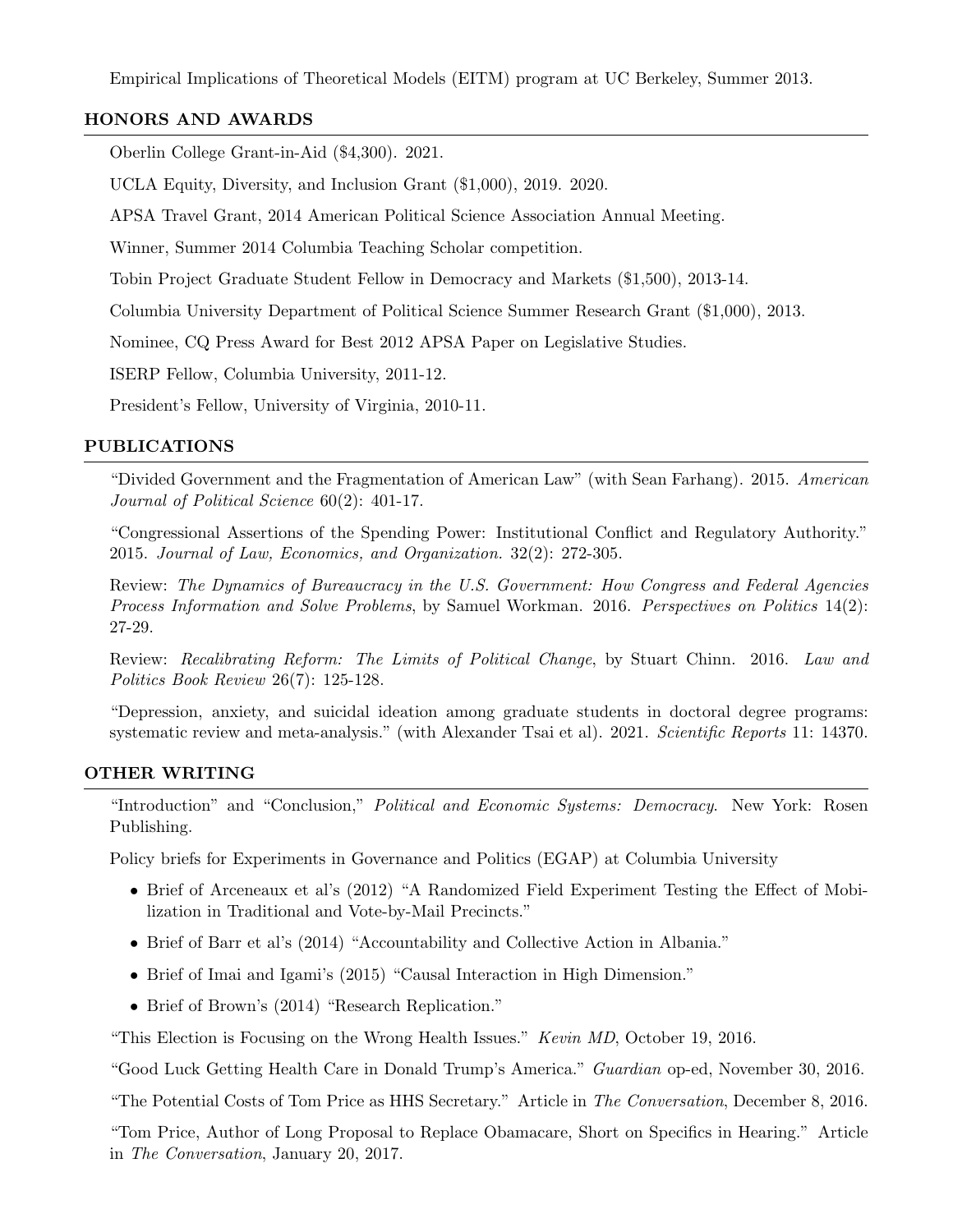Empirical Implications of Theoretical Models (EITM) program at UC Berkeley, Summer 2013.

## HONORS AND AWARDS

Oberlin College Grant-in-Aid ($4,300). 2021.

UCLA Equity, Diversity, and Inclusion Grant ($1,000), 2019. 2020.

APSA Travel Grant, 2014 American Political Science Association Annual Meeting.

Winner, Summer 2014 Columbia Teaching Scholar competition.

Tobin Project Graduate Student Fellow in Democracy and Markets ($1,500), 2013-14.

Columbia University Department of Political Science Summer Research Grant ($1,000), 2013.

Nominee, CQ Press Award for Best 2012 APSA Paper on Legislative Studies.

ISERP Fellow, Columbia University, 2011-12.

President's Fellow, University of Virginia, 2010-11.

## PUBLICATIONS

"Divided Government and the Fragmentation of American Law" (with Sean Farhang). 2015. *American Journal of Political Science* 60(2): 401-17.

"Congressional Assertions of the Spending Power: Institutional Conflict and Regulatory Authority." 2015. *Journal of Law, Economics, and Organization.* 32(2): 272-305.

Review: *The Dynamics of Bureaucracy in the U.S. Government: How Congress and Federal Agencies Process Information and Solve Problems*, by Samuel Workman. 2016. *Perspectives on Politics* 14(2): 27-29.

Review: *Recalibrating Reform: The Limits of Political Change*, by Stuart Chinn. 2016. *Law and Politics Book Review* 26(7): 125-128.

"Depression, anxiety, and suicidal ideation among graduate students in doctoral degree programs: systematic review and meta-analysis." (with Alexander Tsai et al). 2021. *Scientific Reports* 11: 14370.

## OTHER WRITING

"Introduction" and "Conclusion," *Political and Economic Systems: Democracy*. New York: Rosen Publishing.

Policy briefs for Experiments in Governance and Politics (EGAP) at Columbia University

- Brief of Arceneaux et al's (2012) "A Randomized Field Experiment Testing the Effect of Mobilization in Traditional and Vote-by-Mail Precincts."
- Brief of Barr et al's (2014) "Accountability and Collective Action in Albania."
- Brief of Imai and Igami's (2015) "Causal Interaction in High Dimension."
- Brief of Brown's (2014) "Research Replication."

"This Election is Focusing on the Wrong Health Issues." *Kevin MD*, October 19, 2016.

"Good Luck Getting Health Care in Donald Trump's America." *Guardian* op-ed, November 30, 2016.

"The Potential Costs of Tom Price as HHS Secretary." Article in *The Conversation*, December 8, 2016.

"Tom Price, Author of Long Proposal to Replace Obamacare, Short on Specifics in Hearing." Article in *The Conversation*, January 20, 2017.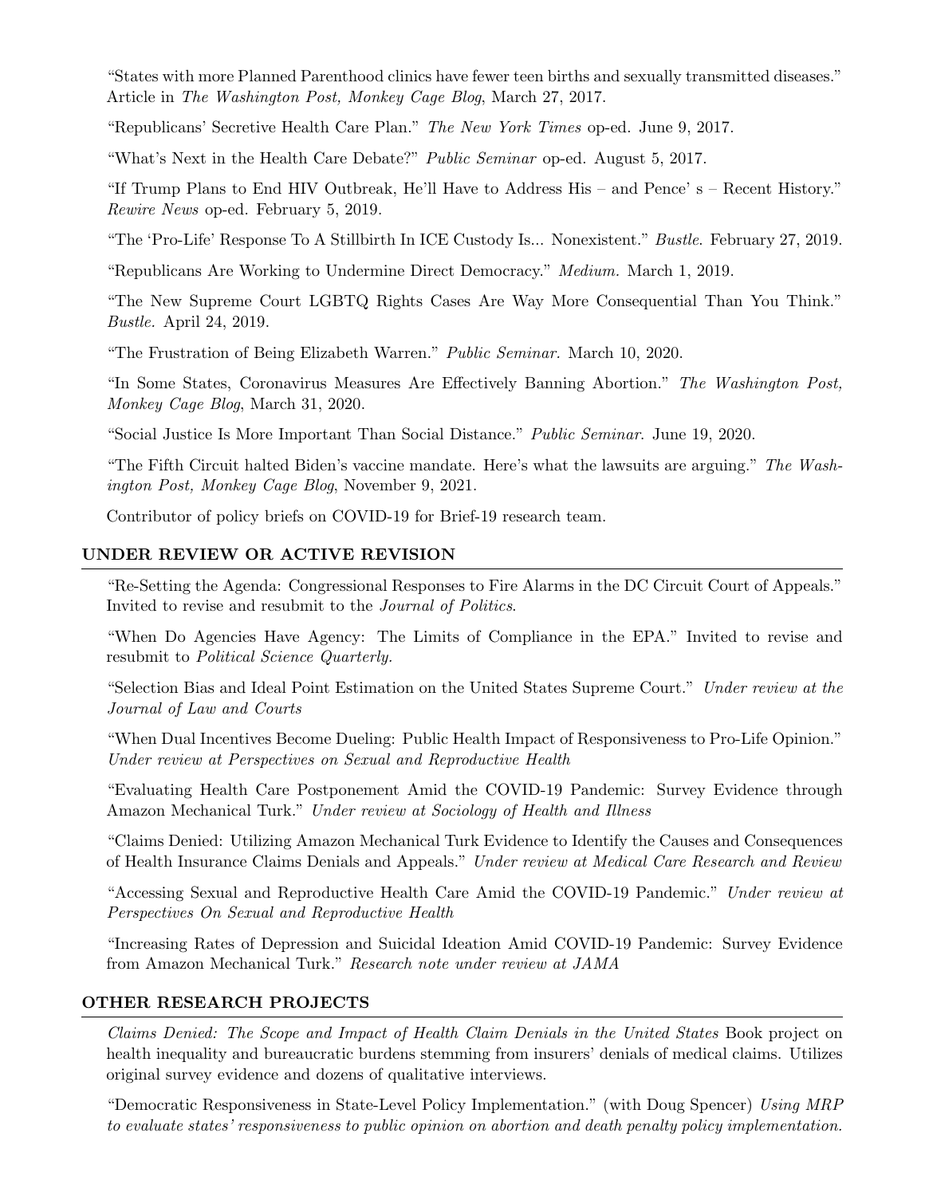"States with more Planned Parenthood clinics have fewer teen births and sexually transmitted diseases." Article in *The Washington Post, Monkey Cage Blog*, March 27, 2017.

"Republicans' Secretive Health Care Plan." *The New York Times* op-ed. June 9, 2017.

"What's Next in the Health Care Debate?" *Public Seminar* op-ed. August 5, 2017.

"If Trump Plans to End HIV Outbreak, He'll Have to Address His – and Pence' s – Recent History." *Rewire News* op-ed. February 5, 2019.

"The 'Pro-Life' Response To A Stillbirth In ICE Custody Is... Nonexistent." *Bustle*. February 27, 2019.

"Republicans Are Working to Undermine Direct Democracy." *Medium.* March 1, 2019.

"The New Supreme Court LGBTQ Rights Cases Are Way More Consequential Than You Think." *Bustle.* April 24, 2019.

"The Frustration of Being Elizabeth Warren." *Public Seminar.* March 10, 2020.

"In Some States, Coronavirus Measures Are Effectively Banning Abortion." *The Washington Post, Monkey Cage Blog*, March 31, 2020.

"Social Justice Is More Important Than Social Distance." *Public Seminar*. June 19, 2020.

"The Fifth Circuit halted Biden's vaccine mandate. Here's what the lawsuits are arguing." *The Washington Post, Monkey Cage Blog*, November 9, 2021.

Contributor of policy briefs on COVID-19 for Brief-19 research team.

## UNDER REVIEW OR ACTIVE REVISION

"Re-Setting the Agenda: Congressional Responses to Fire Alarms in the DC Circuit Court of Appeals." Invited to revise and resubmit to the *Journal of Politics*.

"When Do Agencies Have Agency: The Limits of Compliance in the EPA." Invited to revise and resubmit to *Political Science Quarterly.*

"Selection Bias and Ideal Point Estimation on the United States Supreme Court." *Under review at the Journal of Law and Courts*

"When Dual Incentives Become Dueling: Public Health Impact of Responsiveness to Pro-Life Opinion." *Under review at Perspectives on Sexual and Reproductive Health*

"Evaluating Health Care Postponement Amid the COVID-19 Pandemic: Survey Evidence through Amazon Mechanical Turk." *Under review at Sociology of Health and Illness*

"Claims Denied: Utilizing Amazon Mechanical Turk Evidence to Identify the Causes and Consequences of Health Insurance Claims Denials and Appeals." *Under review at Medical Care Research and Review*

"Accessing Sexual and Reproductive Health Care Amid the COVID-19 Pandemic." *Under review at Perspectives On Sexual and Reproductive Health*

"Increasing Rates of Depression and Suicidal Ideation Amid COVID-19 Pandemic: Survey Evidence from Amazon Mechanical Turk." *Research note under review at JAMA*

## OTHER RESEARCH PROJECTS

*Claims Denied: The Scope and Impact of Health Claim Denials in the United States* Book project on health inequality and bureaucratic burdens stemming from insurers' denials of medical claims. Utilizes original survey evidence and dozens of qualitative interviews.

"Democratic Responsiveness in State-Level Policy Implementation." (with Doug Spencer) *Using MRP to evaluate states' responsiveness to public opinion on abortion and death penalty policy implementation.*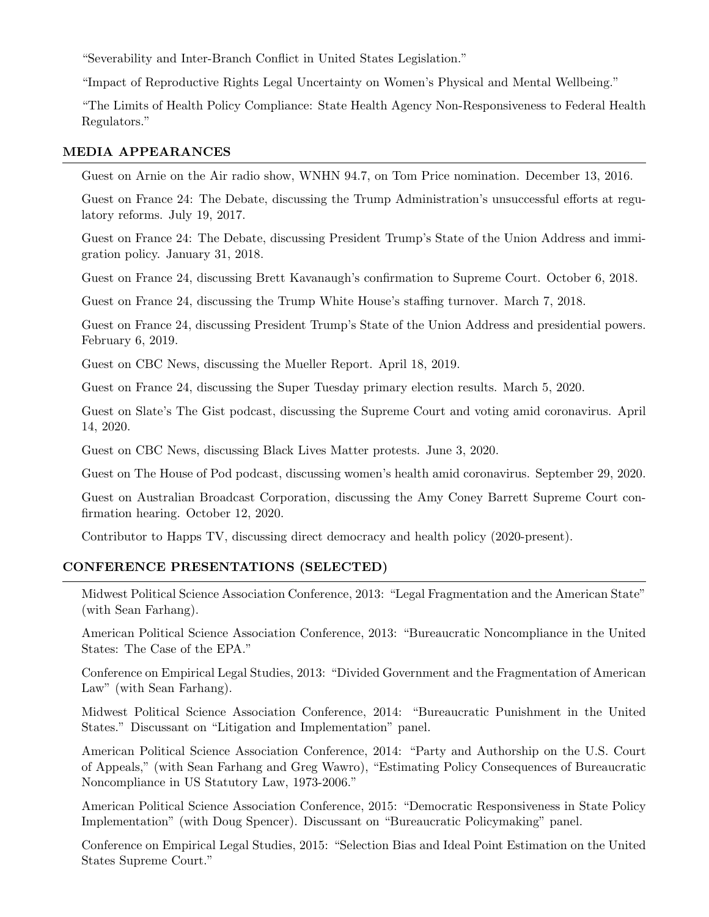"Severability and Inter-Branch Conflict in United States Legislation."

"Impact of Reproductive Rights Legal Uncertainty on Women's Physical and Mental Wellbeing."

"The Limits of Health Policy Compliance: State Health Agency Non-Responsiveness to Federal Health Regulators."

## MEDIA APPEARANCES

Guest on Arnie on the Air radio show, WNHN 94.7, on Tom Price nomination. December 13, 2016.

Guest on France 24: The Debate, discussing the Trump Administration's unsuccessful efforts at regulatory reforms. July 19, 2017.

Guest on France 24: The Debate, discussing President Trump's State of the Union Address and immigration policy. January 31, 2018.

Guest on France 24, discussing Brett Kavanaugh's confirmation to Supreme Court. October 6, 2018.

Guest on France 24, discussing the Trump White House's staffing turnover. March 7, 2018.

Guest on France 24, discussing President Trump's State of the Union Address and presidential powers. February 6, 2019.

Guest on CBC News, discussing the Mueller Report. April 18, 2019.

Guest on France 24, discussing the Super Tuesday primary election results. March 5, 2020.

Guest on Slate's The Gist podcast, discussing the Supreme Court and voting amid coronavirus. April 14, 2020.

Guest on CBC News, discussing Black Lives Matter protests. June 3, 2020.

Guest on The House of Pod podcast, discussing women's health amid coronavirus. September 29, 2020.

Guest on Australian Broadcast Corporation, discussing the Amy Coney Barrett Supreme Court confirmation hearing. October 12, 2020.

Contributor to Happs TV, discussing direct democracy and health policy (2020-present).

## CONFERENCE PRESENTATIONS (SELECTED)

Midwest Political Science Association Conference, 2013: "Legal Fragmentation and the American State" (with Sean Farhang).

American Political Science Association Conference, 2013: "Bureaucratic Noncompliance in the United States: The Case of the EPA."

Conference on Empirical Legal Studies, 2013: "Divided Government and the Fragmentation of American Law" (with Sean Farhang).

Midwest Political Science Association Conference, 2014: "Bureaucratic Punishment in the United States." Discussant on "Litigation and Implementation" panel.

American Political Science Association Conference, 2014: "Party and Authorship on the U.S. Court of Appeals," (with Sean Farhang and Greg Wawro), "Estimating Policy Consequences of Bureaucratic Noncompliance in US Statutory Law, 1973-2006."

American Political Science Association Conference, 2015: "Democratic Responsiveness in State Policy Implementation" (with Doug Spencer). Discussant on "Bureaucratic Policymaking" panel.

Conference on Empirical Legal Studies, 2015: "Selection Bias and Ideal Point Estimation on the United States Supreme Court."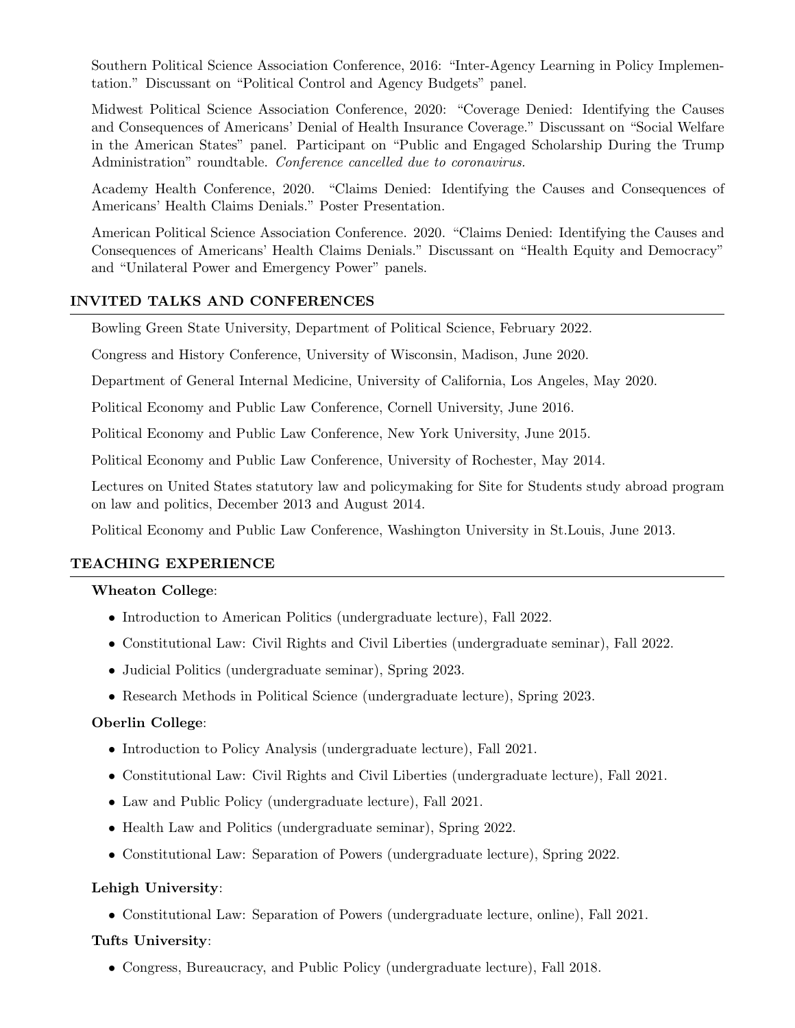Southern Political Science Association Conference, 2016: "Inter-Agency Learning in Policy Implementation." Discussant on "Political Control and Agency Budgets" panel.

Midwest Political Science Association Conference, 2020: "Coverage Denied: Identifying the Causes and Consequences of Americans' Denial of Health Insurance Coverage." Discussant on "Social Welfare in the American States" panel. Participant on "Public and Engaged Scholarship During the Trump Administration" roundtable. *Conference cancelled due to coronavirus.*

Academy Health Conference, 2020. "Claims Denied: Identifying the Causes and Consequences of Americans' Health Claims Denials." Poster Presentation.

American Political Science Association Conference. 2020. "Claims Denied: Identifying the Causes and Consequences of Americans' Health Claims Denials." Discussant on "Health Equity and Democracy" and "Unilateral Power and Emergency Power" panels.

## INVITED TALKS AND CONFERENCES

Bowling Green State University, Department of Political Science, February 2022.

Congress and History Conference, University of Wisconsin, Madison, June 2020.

Department of General Internal Medicine, University of California, Los Angeles, May 2020.

Political Economy and Public Law Conference, Cornell University, June 2016.

Political Economy and Public Law Conference, New York University, June 2015.

Political Economy and Public Law Conference, University of Rochester, May 2014.

Lectures on United States statutory law and policymaking for Site for Students study abroad program on law and politics, December 2013 and August 2014.

Political Economy and Public Law Conference, Washington University in St.Louis, June 2013.

## TEACHING EXPERIENCE

**Wheaton College**:

- Introduction to American Politics (undergraduate lecture), Fall 2022.
- Constitutional Law: Civil Rights and Civil Liberties (undergraduate seminar), Fall 2022.
- Judicial Politics (undergraduate seminar), Spring 2023.
- Research Methods in Political Science (undergraduate lecture), Spring 2023.

**Oberlin College**:

- Introduction to Policy Analysis (undergraduate lecture), Fall 2021.
- Constitutional Law: Civil Rights and Civil Liberties (undergraduate lecture), Fall 2021.
- Law and Public Policy (undergraduate lecture), Fall 2021.
- Health Law and Politics (undergraduate seminar), Spring 2022.
- Constitutional Law: Separation of Powers (undergraduate lecture), Spring 2022.

**Lehigh University**:

- Constitutional Law: Separation of Powers (undergraduate lecture, online), Fall 2021.

**Tufts University**:

- Congress, Bureaucracy, and Public Policy (undergraduate lecture), Fall 2018.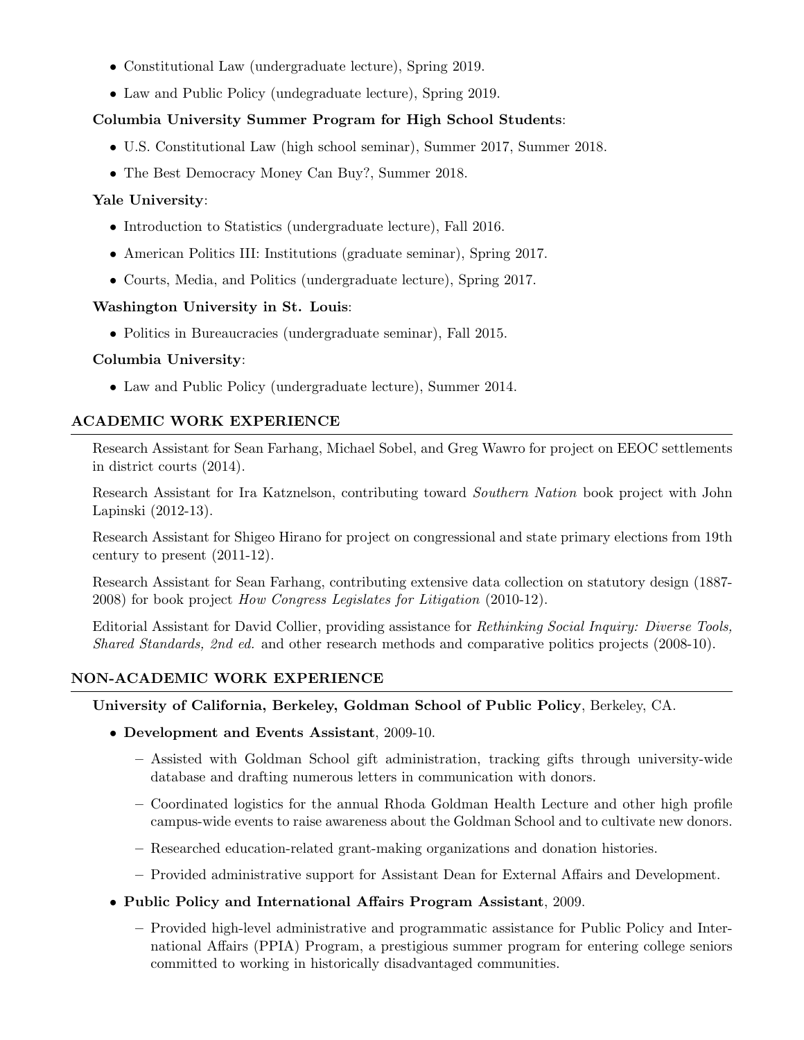- Constitutional Law (undergraduate lecture), Spring 2019.
- Law and Public Policy (undegraduate lecture), Spring 2019.

**Columbia University Summer Program for High School Students**:

- U.S. Constitutional Law (high school seminar), Summer 2017, Summer 2018.
- The Best Democracy Money Can Buy?, Summer 2018.

**Yale University**:

- Introduction to Statistics (undergraduate lecture), Fall 2016.
- American Politics III: Institutions (graduate seminar), Spring 2017.
- Courts, Media, and Politics (undergraduate lecture), Spring 2017.

**Washington University in St. Louis**:

- Politics in Bureaucracies (undergraduate seminar), Fall 2015.

**Columbia University**:

- Law and Public Policy (undergraduate lecture), Summer 2014.

## ACADEMIC WORK EXPERIENCE

Research Assistant for Sean Farhang, Michael Sobel, and Greg Wawro for project on EEOC settlements in district courts (2014).

Research Assistant for Ira Katznelson, contributing toward *Southern Nation* book project with John Lapinski (2012-13).

Research Assistant for Shigeo Hirano for project on congressional and state primary elections from 19th century to present (2011-12).

Research Assistant for Sean Farhang, contributing extensive data collection on statutory design (1887-2008) for book project *How Congress Legislates for Litigation* (2010-12).

Editorial Assistant for David Collier, providing assistance for *Rethinking Social Inquiry: Diverse Tools, Shared Standards, 2nd ed.* and other research methods and comparative politics projects (2008-10).

## NON-ACADEMIC WORK EXPERIENCE

**University of California, Berkeley, Goldman School of Public Policy**, Berkeley, CA.

- **Development and Events Assistant**, 2009-10.
  - Assisted with Goldman School gift administration, tracking gifts through university-wide database and drafting numerous letters in communication with donors.
  - Coordinated logistics for the annual Rhoda Goldman Health Lecture and other high profile campus-wide events to raise awareness about the Goldman School and to cultivate new donors.
  - Researched education-related grant-making organizations and donation histories.
  - Provided administrative support for Assistant Dean for External Affairs and Development.
- **Public Policy and International Affairs Program Assistant**, 2009.
  - Provided high-level administrative and programmatic assistance for Public Policy and International Affairs (PPIA) Program, a prestigious summer program for entering college seniors committed to working in historically disadvantaged communities.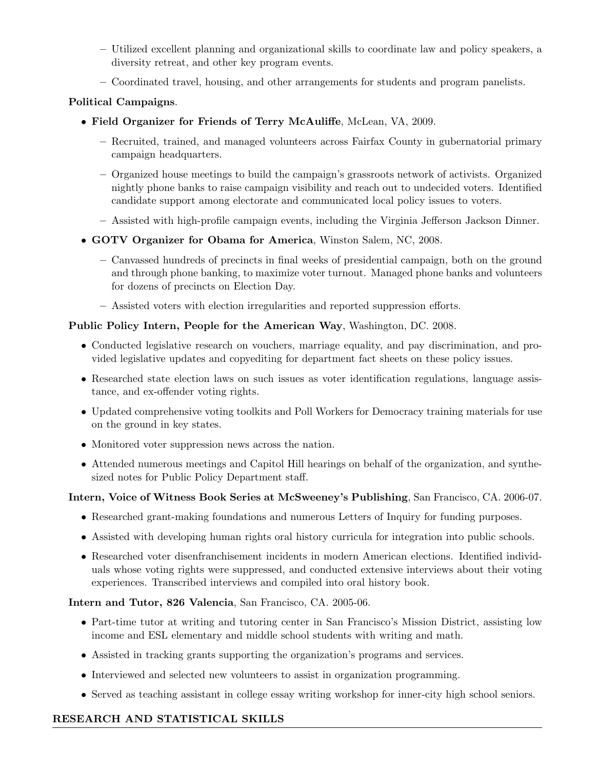- Utilized excellent planning and organizational skills to coordinate law and policy speakers, a diversity retreat, and other key program events.
  - Coordinated travel, housing, and other arrangements for students and program panelists.

**Political Campaigns**.

- **Field Organizer for Friends of Terry McAuliffe**, McLean, VA, 2009.
  - Recruited, trained, and managed volunteers across Fairfax County in gubernatorial primary campaign headquarters.
  - Organized house meetings to build the campaign's grassroots network of activists. Organized nightly phone banks to raise campaign visibility and reach out to undecided voters. Identified candidate support among electorate and communicated local policy issues to voters.
  - Assisted with high-profile campaign events, including the Virginia Jefferson Jackson Dinner.
- **GOTV Organizer for Obama for America**, Winston Salem, NC, 2008.
  - Canvassed hundreds of precincts in final weeks of presidential campaign, both on the ground and through phone banking, to maximize voter turnout. Managed phone banks and volunteers for dozens of precincts on Election Day.
  - Assisted voters with election irregularities and reported suppression efforts.

**Public Policy Intern, People for the American Way**, Washington, DC. 2008.

- Conducted legislative research on vouchers, marriage equality, and pay discrimination, and provided legislative updates and copyediting for department fact sheets on these policy issues.
- Researched state election laws on such issues as voter identification regulations, language assistance, and ex-offender voting rights.
- Updated comprehensive voting toolkits and Poll Workers for Democracy training materials for use on the ground in key states.
- Monitored voter suppression news across the nation.
- Attended numerous meetings and Capitol Hill hearings on behalf of the organization, and synthesized notes for Public Policy Department staff.

**Intern, Voice of Witness Book Series at McSweeney's Publishing**, San Francisco, CA. 2006-07.

- Researched grant-making foundations and numerous Letters of Inquiry for funding purposes.
- Assisted with developing human rights oral history curricula for integration into public schools.
- Researched voter disenfranchisement incidents in modern American elections. Identified individuals whose voting rights were suppressed, and conducted extensive interviews about their voting experiences. Transcribed interviews and compiled into oral history book.

**Intern and Tutor, 826 Valencia**, San Francisco, CA. 2005-06.

- Part-time tutor at writing and tutoring center in San Francisco's Mission District, assisting low income and ESL elementary and middle school students with writing and math.
- Assisted in tracking grants supporting the organization's programs and services.
- Interviewed and selected new volunteers to assist in organization programming.
- Served as teaching assistant in college essay writing workshop for inner-city high school seniors.

## RESEARCH AND STATISTICAL SKILLS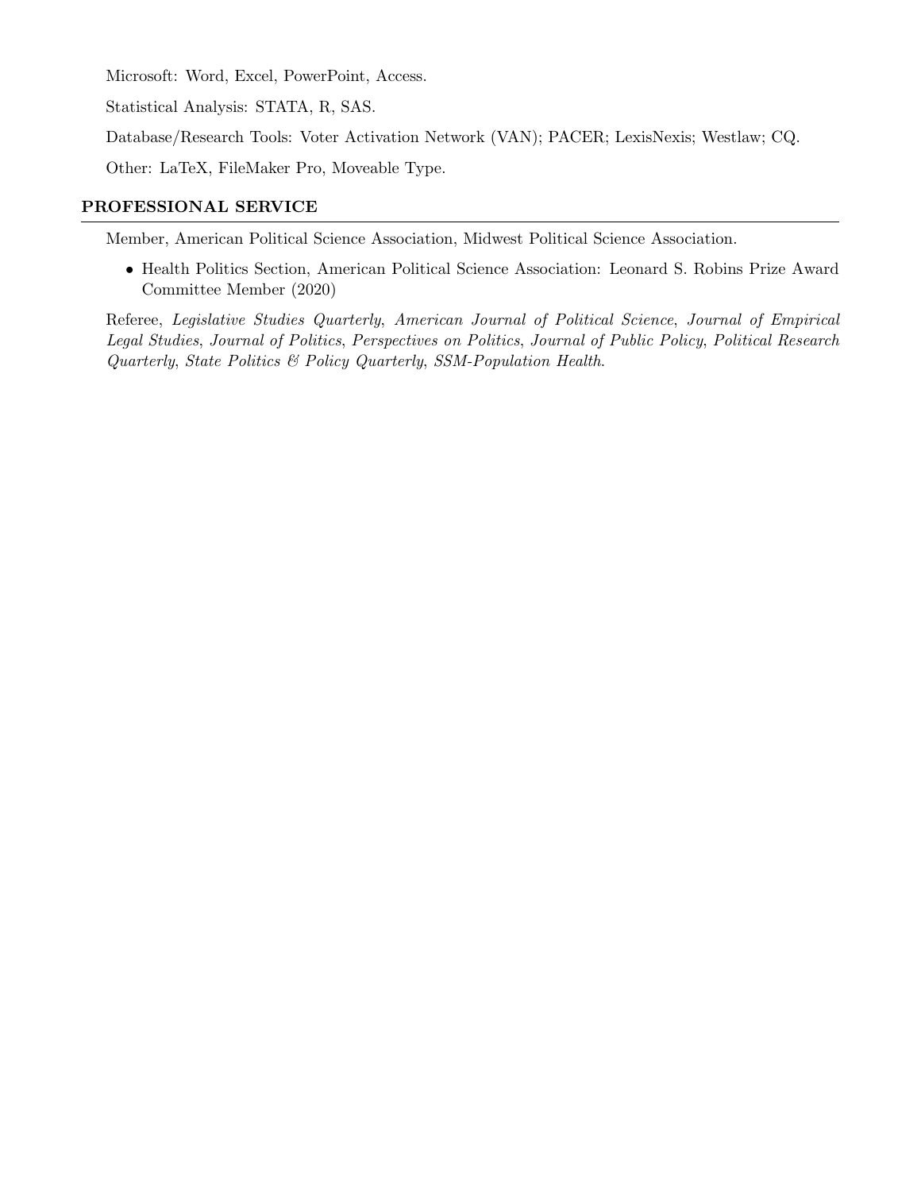Microsoft: Word, Excel, PowerPoint, Access.

Statistical Analysis: STATA, R, SAS.

Database/Research Tools: Voter Activation Network (VAN); PACER; LexisNexis; Westlaw; CQ.

Other: LaTeX, FileMaker Pro, Moveable Type.

## PROFESSIONAL SERVICE

Member, American Political Science Association, Midwest Political Science Association.

- Health Politics Section, American Political Science Association: Leonard S. Robins Prize Award Committee Member (2020)

Referee, *Legislative Studies Quarterly*, *American Journal of Political Science*, *Journal of Empirical Legal Studies*, *Journal of Politics*, *Perspectives on Politics*, *Journal of Public Policy*, *Political Research Quarterly*, *State Politics & Policy Quarterly*, *SSM-Population Health*.